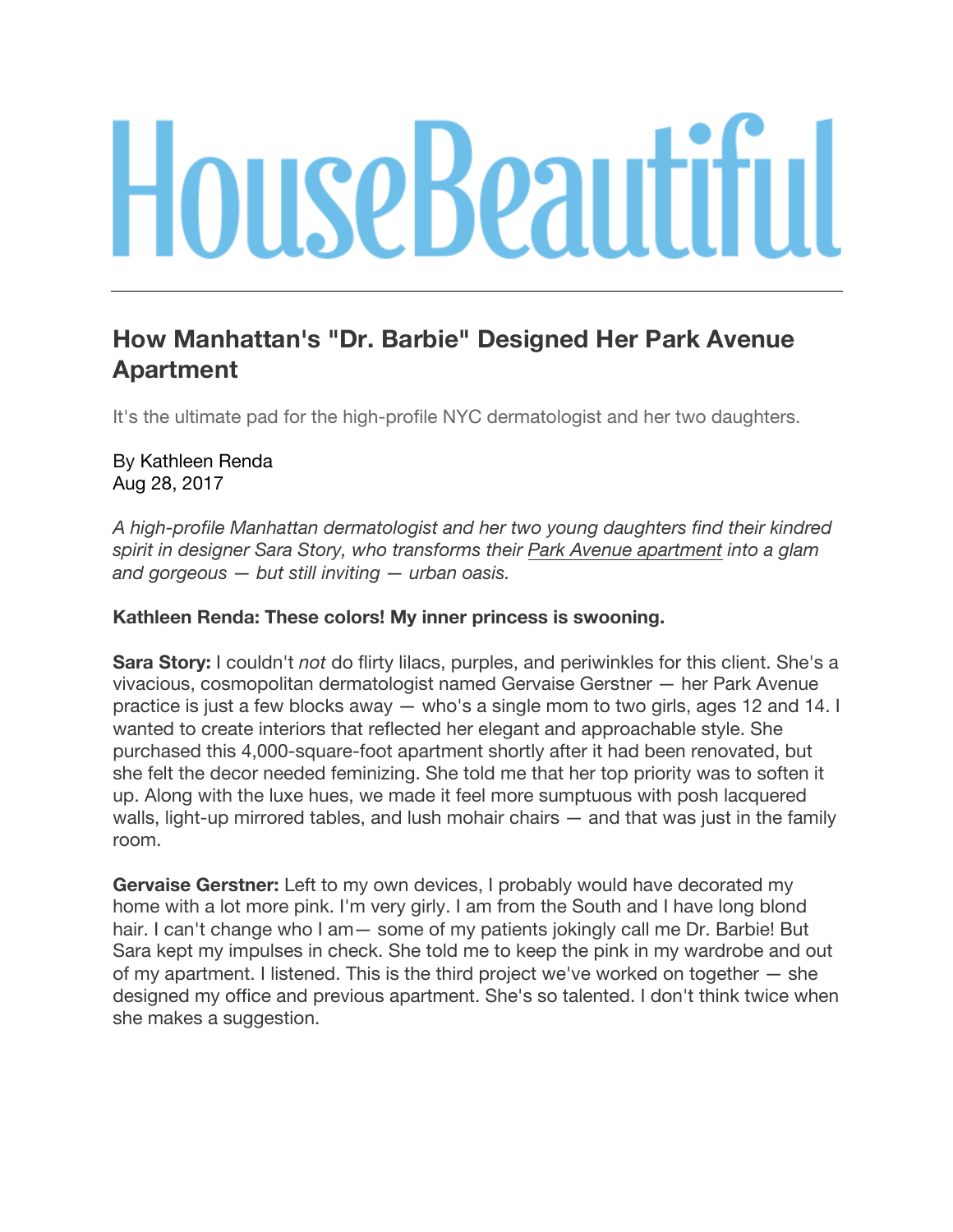# HouseBeautiful

## How Manhattan's "Dr. Barbie" Designed Her Park Avenue Apartment

It's the ultimate pad for the high-profile NYC dermatologist and her two daughters.

By Kathleen Renda
Aug 28, 2017

*A high-profile Manhattan dermatologist and her two young daughters find their kindred spirit in designer Sara Story, who transforms their Park Avenue apartment into a glam and gorgeous — but still inviting — urban oasis.*

**Kathleen Renda: These colors! My inner princess is swooning.**

**Sara Story:** I couldn't *not* do flirty lilacs, purples, and periwinkles for this client. She's a vivacious, cosmopolitan dermatologist named Gervaise Gerstner — her Park Avenue practice is just a few blocks away — who's a single mom to two girls, ages 12 and 14. I wanted to create interiors that reflected her elegant and approachable style. She purchased this 4,000-square-foot apartment shortly after it had been renovated, but she felt the decor needed feminizing. She told me that her top priority was to soften it up. Along with the luxe hues, we made it feel more sumptuous with posh lacquered walls, light-up mirrored tables, and lush mohair chairs — and that was just in the family room.

**Gervaise Gerstner:** Left to my own devices, I probably would have decorated my home with a lot more pink. I'm very girly. I am from the South and I have long blond hair. I can't change who I am— some of my patients jokingly call me Dr. Barbie! But Sara kept my impulses in check. She told me to keep the pink in my wardrobe and out of my apartment. I listened. This is the third project we've worked on together — she designed my office and previous apartment. She's so talented. I don't think twice when she makes a suggestion.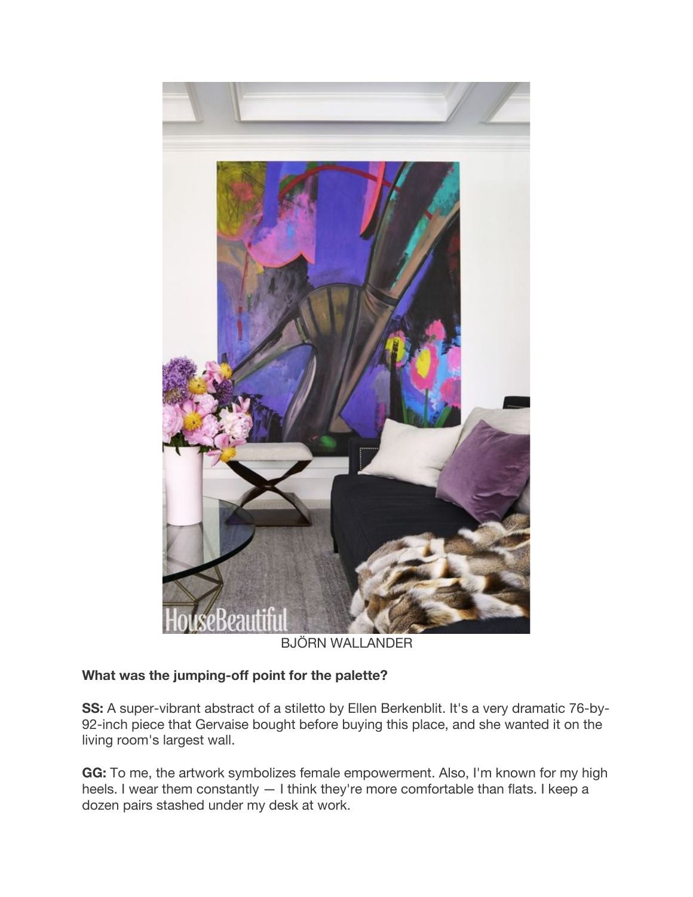BJÖRN WALLANDER

**What was the jumping-off point for the palette?**

**SS:** A super-vibrant abstract of a stiletto by Ellen Berkenblit. It's a very dramatic 76-by-92-inch piece that Gervaise bought before buying this place, and she wanted it on the living room's largest wall.

**GG:** To me, the artwork symbolizes female empowerment. Also, I'm known for my high heels. I wear them constantly — I think they're more comfortable than flats. I keep a dozen pairs stashed under my desk at work.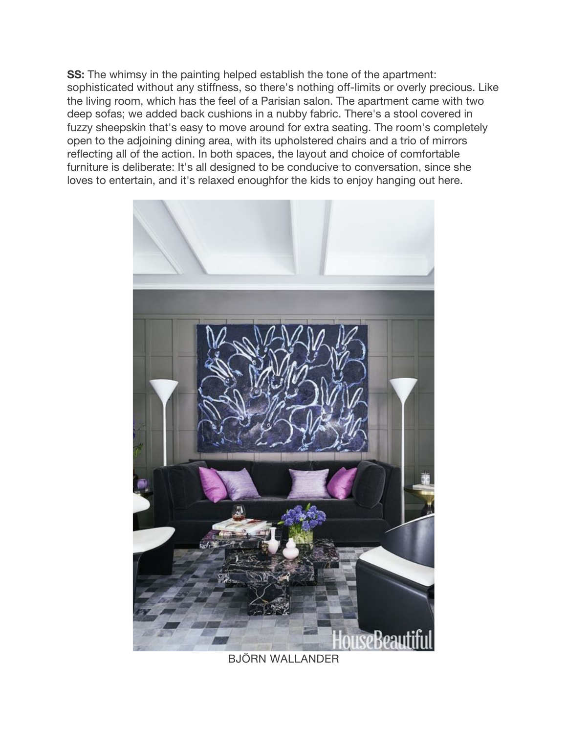**SS:** The whimsy in the painting helped establish the tone of the apartment: sophisticated without any stiffness, so there's nothing off-limits or overly precious. Like the living room, which has the feel of a Parisian salon. The apartment came with two deep sofas; we added back cushions in a nubby fabric. There's a stool covered in fuzzy sheepskin that's easy to move around for extra seating. The room's completely open to the adjoining dining area, with its upholstered chairs and a trio of mirrors reflecting all of the action. In both spaces, the layout and choice of comfortable furniture is deliberate: It's all designed to be conducive to conversation, since she loves to entertain, and it's relaxed enoughfor the kids to enjoy hanging out here.

BJÖRN WALLANDER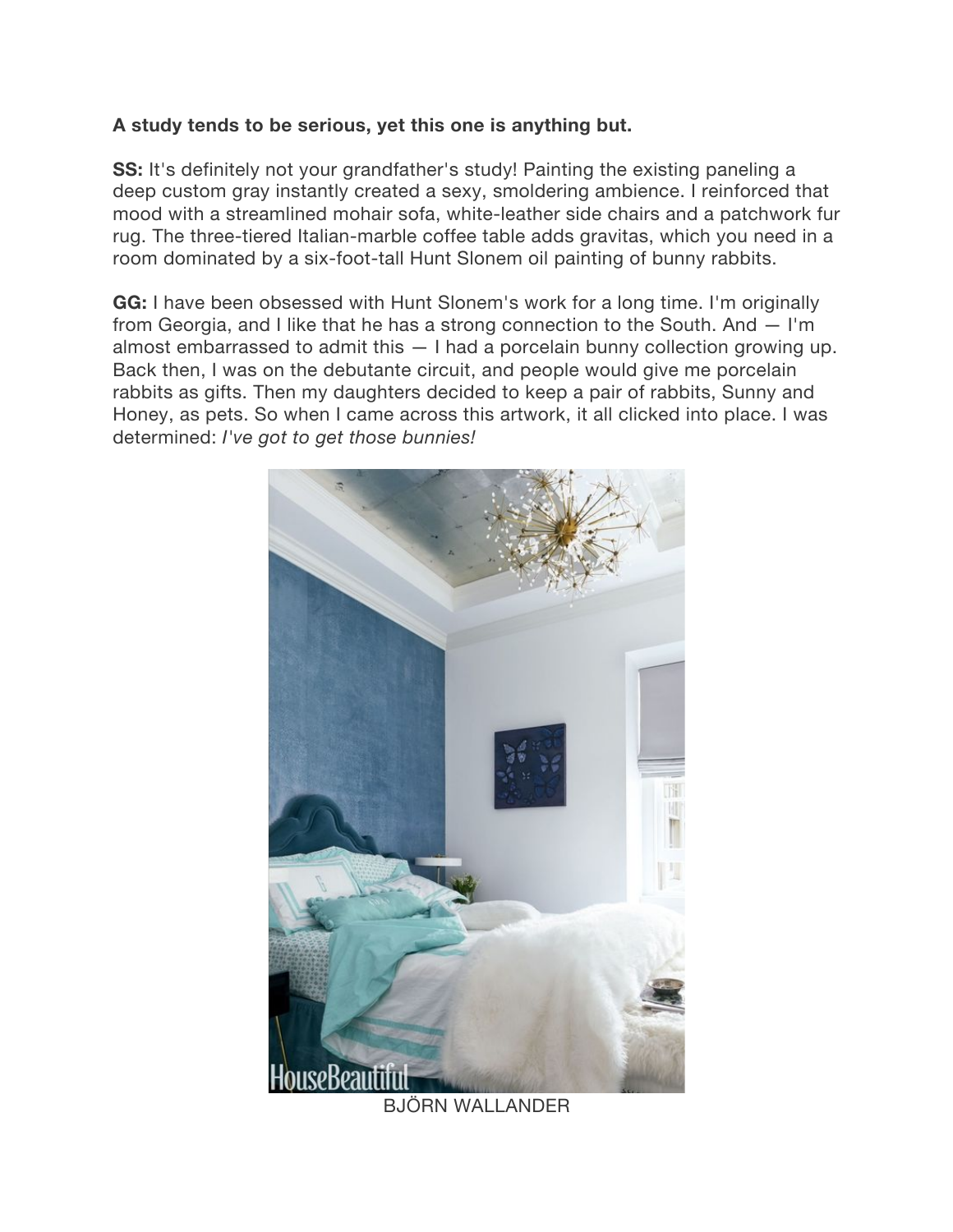**A study tends to be serious, yet this one is anything but.**

**SS:** It's definitely not your grandfather's study! Painting the existing paneling a deep custom gray instantly created a sexy, smoldering ambience. I reinforced that mood with a streamlined mohair sofa, white-leather side chairs and a patchwork fur rug. The three-tiered Italian-marble coffee table adds gravitas, which you need in a room dominated by a six-foot-tall Hunt Slonem oil painting of bunny rabbits.

**GG:** I have been obsessed with Hunt Slonem's work for a long time. I'm originally from Georgia, and I like that he has a strong connection to the South. And — I'm almost embarrassed to admit this — I had a porcelain bunny collection growing up. Back then, I was on the debutante circuit, and people would give me porcelain rabbits as gifts. Then my daughters decided to keep a pair of rabbits, Sunny and Honey, as pets. So when I came across this artwork, it all clicked into place. I was determined: *I've got to get those bunnies!*

BJÖRN WALLANDER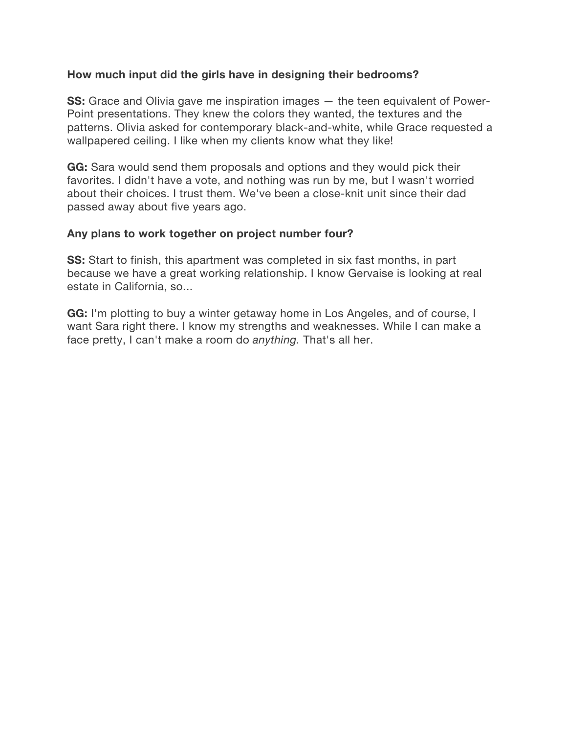**How much input did the girls have in designing their bedrooms?**

**SS:** Grace and Olivia gave me inspiration images — the teen equivalent of PowerPoint presentations. They knew the colors they wanted, the textures and the patterns. Olivia asked for contemporary black-and-white, while Grace requested a wallpapered ceiling. I like when my clients know what they like!

**GG:** Sara would send them proposals and options and they would pick their favorites. I didn't have a vote, and nothing was run by me, but I wasn't worried about their choices. I trust them. We've been a close-knit unit since their dad passed away about five years ago.

**Any plans to work together on project number four?**

**SS:** Start to finish, this apartment was completed in six fast months, in part because we have a great working relationship. I know Gervaise is looking at real estate in California, so...

**GG:** I'm plotting to buy a winter getaway home in Los Angeles, and of course, I want Sara right there. I know my strengths and weaknesses. While I can make a face pretty, I can't make a room do *anything*. That's all her.